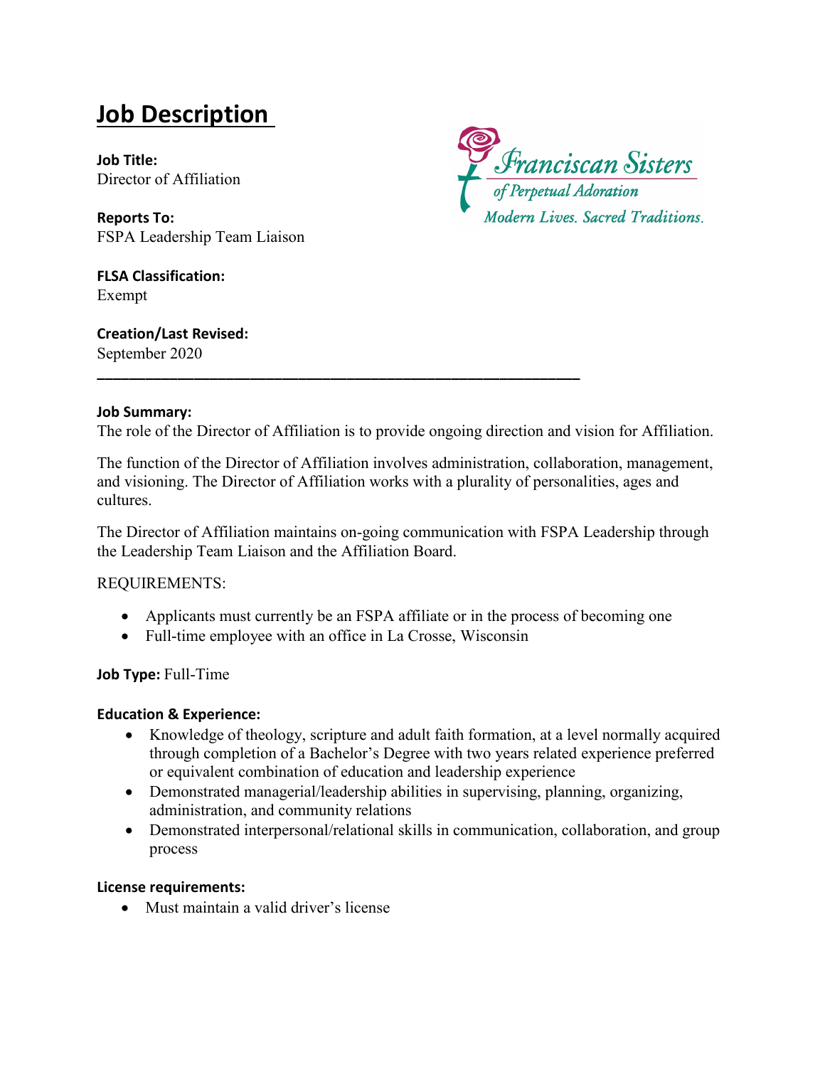# Job Description

Franciscan Sisters of Perpetual Adoration
*Modern Lives. Sacred Traditions.*

**Job Title:**
Director of Affiliation

**Reports To:**
FSPA Leadership Team Liaison

**FLSA Classification:**
Exempt

**Creation/Last Revised:**
September 2020

---

**Job Summary:**
The role of the Director of Affiliation is to provide ongoing direction and vision for Affiliation.

The function of the Director of Affiliation involves administration, collaboration, management, and visioning. The Director of Affiliation works with a plurality of personalities, ages and cultures.

The Director of Affiliation maintains on-going communication with FSPA Leadership through the Leadership Team Liaison and the Affiliation Board.

REQUIREMENTS:

- Applicants must currently be an FSPA affiliate or in the process of becoming one
- Full-time employee with an office in La Crosse, Wisconsin

**Job Type:** Full-Time

**Education & Experience:**

- Knowledge of theology, scripture and adult faith formation, at a level normally acquired through completion of a Bachelor's Degree with two years related experience preferred or equivalent combination of education and leadership experience
- Demonstrated managerial/leadership abilities in supervising, planning, organizing, administration, and community relations
- Demonstrated interpersonal/relational skills in communication, collaboration, and group process

**License requirements:**

- Must maintain a valid driver's license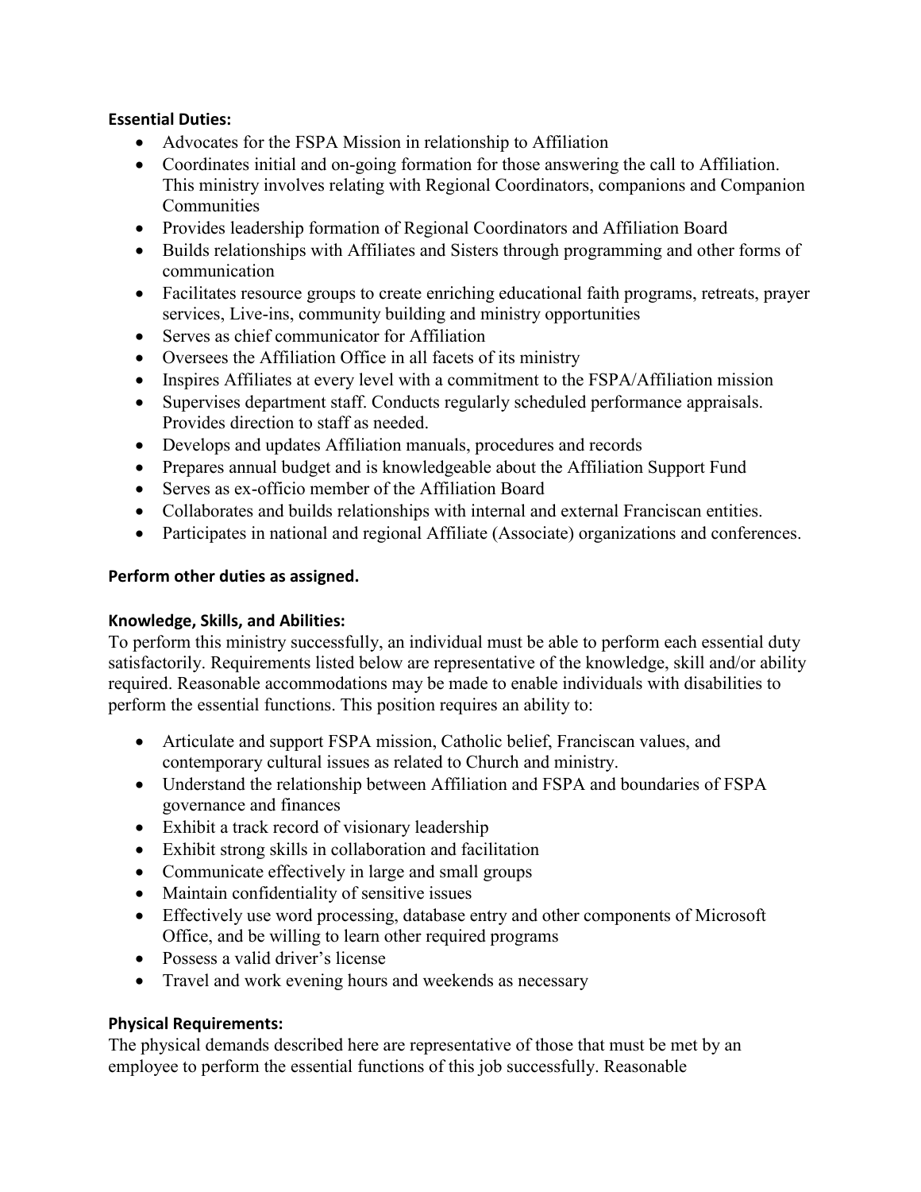**Essential Duties:**

- Advocates for the FSPA Mission in relationship to Affiliation
- Coordinates initial and on-going formation for those answering the call to Affiliation. This ministry involves relating with Regional Coordinators, companions and Companion Communities
- Provides leadership formation of Regional Coordinators and Affiliation Board
- Builds relationships with Affiliates and Sisters through programming and other forms of communication
- Facilitates resource groups to create enriching educational faith programs, retreats, prayer services, Live-ins, community building and ministry opportunities
- Serves as chief communicator for Affiliation
- Oversees the Affiliation Office in all facets of its ministry
- Inspires Affiliates at every level with a commitment to the FSPA/Affiliation mission
- Supervises department staff. Conducts regularly scheduled performance appraisals. Provides direction to staff as needed.
- Develops and updates Affiliation manuals, procedures and records
- Prepares annual budget and is knowledgeable about the Affiliation Support Fund
- Serves as ex-officio member of the Affiliation Board
- Collaborates and builds relationships with internal and external Franciscan entities.
- Participates in national and regional Affiliate (Associate) organizations and conferences.

**Perform other duties as assigned.**

**Knowledge, Skills, and Abilities:**

To perform this ministry successfully, an individual must be able to perform each essential duty satisfactorily. Requirements listed below are representative of the knowledge, skill and/or ability required. Reasonable accommodations may be made to enable individuals with disabilities to perform the essential functions. This position requires an ability to:

- Articulate and support FSPA mission, Catholic belief, Franciscan values, and contemporary cultural issues as related to Church and ministry.
- Understand the relationship between Affiliation and FSPA and boundaries of FSPA governance and finances
- Exhibit a track record of visionary leadership
- Exhibit strong skills in collaboration and facilitation
- Communicate effectively in large and small groups
- Maintain confidentiality of sensitive issues
- Effectively use word processing, database entry and other components of Microsoft Office, and be willing to learn other required programs
- Possess a valid driver's license
- Travel and work evening hours and weekends as necessary

**Physical Requirements:**

The physical demands described here are representative of those that must be met by an employee to perform the essential functions of this job successfully. Reasonable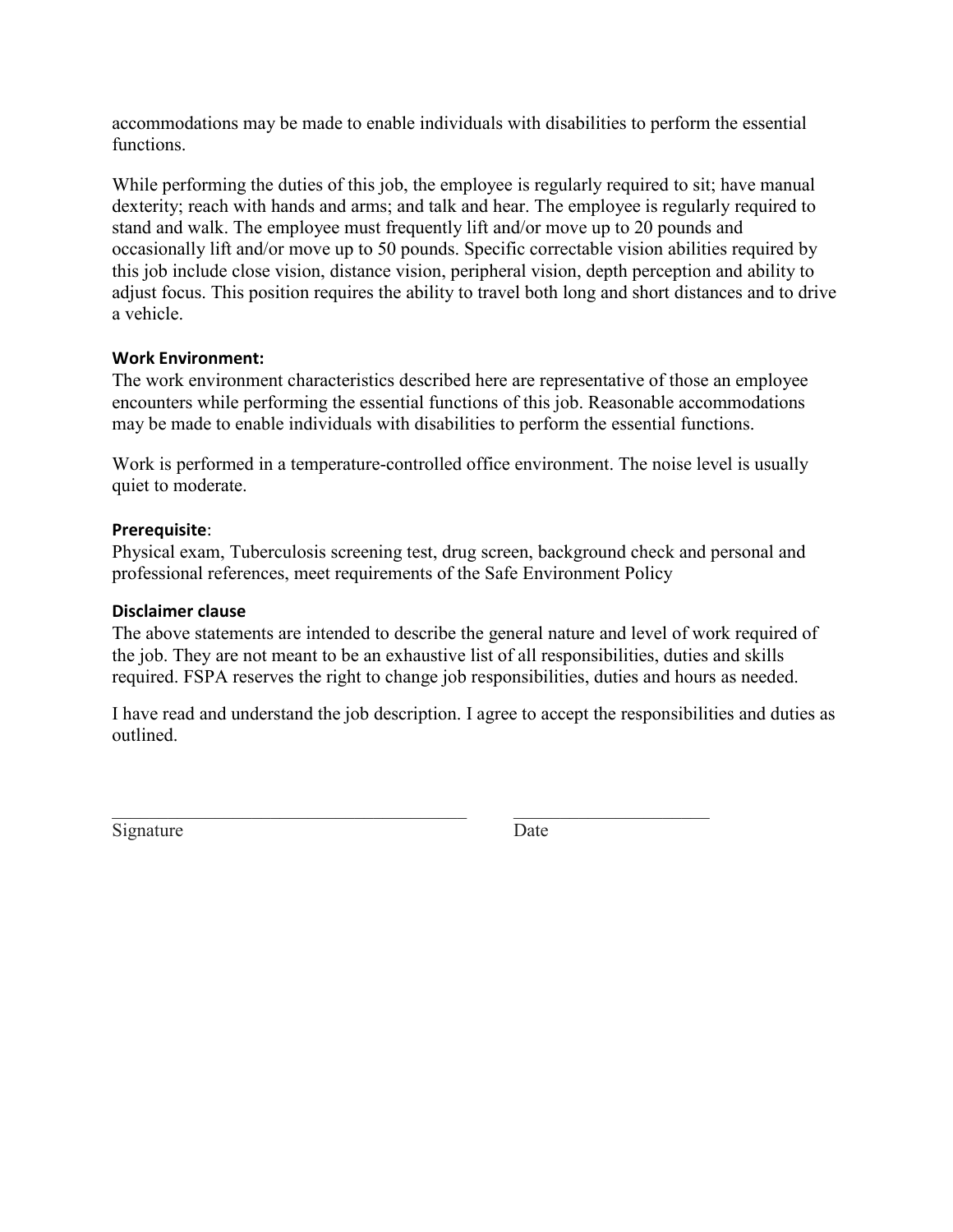accommodations may be made to enable individuals with disabilities to perform the essential functions.

While performing the duties of this job, the employee is regularly required to sit; have manual dexterity; reach with hands and arms; and talk and hear. The employee is regularly required to stand and walk. The employee must frequently lift and/or move up to 20 pounds and occasionally lift and/or move up to 50 pounds. Specific correctable vision abilities required by this job include close vision, distance vision, peripheral vision, depth perception and ability to adjust focus. This position requires the ability to travel both long and short distances and to drive a vehicle.

**Work Environment:**

The work environment characteristics described here are representative of those an employee encounters while performing the essential functions of this job. Reasonable accommodations may be made to enable individuals with disabilities to perform the essential functions.

Work is performed in a temperature-controlled office environment. The noise level is usually quiet to moderate.

**Prerequisite**:

Physical exam, Tuberculosis screening test, drug screen, background check and personal and professional references, meet requirements of the Safe Environment Policy

**Disclaimer clause**

The above statements are intended to describe the general nature and level of work required of the job. They are not meant to be an exhaustive list of all responsibilities, duties and skills required. FSPA reserves the right to change job responsibilities, duties and hours as needed.

I have read and understand the job description. I agree to accept the responsibilities and duties as outlined.

\_\_\_\_\_\_\_\_\_\_\_\_\_\_\_\_\_\_\_\_\_\_\_\_\_\_\_\_\_\_\_\_\_\_\_\_\_\_ \_\_\_\_\_\_\_\_\_\_\_\_\_\_\_\_\_\_\_\_\_\_

Signature Date